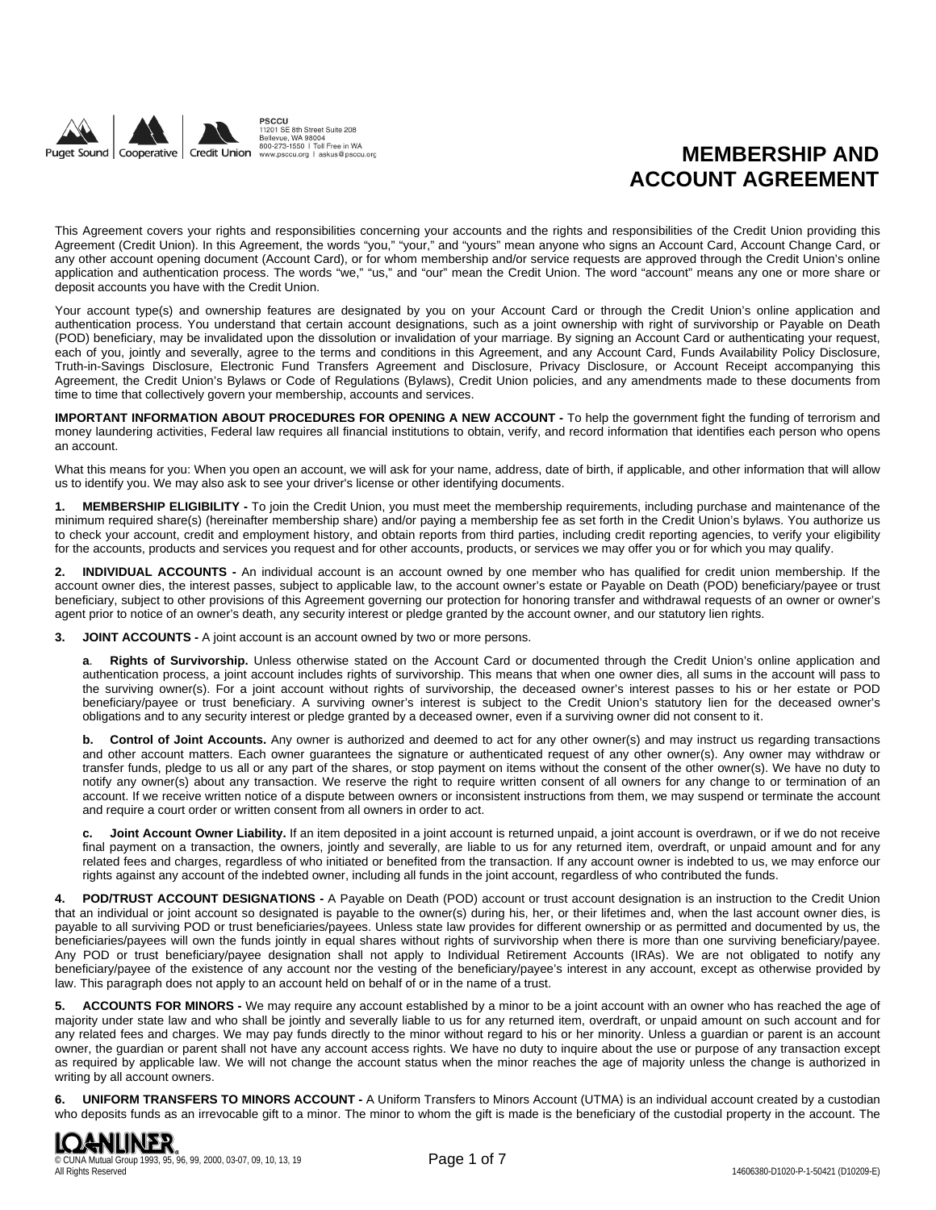PSCCU
11201 SE 8th Street Suite 208
Bellevue, WA 98004
800-273-1550 | Toll Free in WA
www.psccu.org | askus@psccu.org

# MEMBERSHIP AND ACCOUNT AGREEMENT

This Agreement covers your rights and responsibilities concerning your accounts and the rights and responsibilities of the Credit Union providing this Agreement (Credit Union). In this Agreement, the words "you," "your," and "yours" mean anyone who signs an Account Card, Account Change Card, or any other account opening document (Account Card), or for whom membership and/or service requests are approved through the Credit Union's online application and authentication process. The words "we," "us," and "our" mean the Credit Union. The word "account" means any one or more share or deposit accounts you have with the Credit Union.

Your account type(s) and ownership features are designated by you on your Account Card or through the Credit Union's online application and authentication process. You understand that certain account designations, such as a joint ownership with right of survivorship or Payable on Death (POD) beneficiary, may be invalidated upon the dissolution or invalidation of your marriage. By signing an Account Card or authenticating your request, each of you, jointly and severally, agree to the terms and conditions in this Agreement, and any Account Card, Funds Availability Policy Disclosure, Truth-in-Savings Disclosure, Electronic Fund Transfers Agreement and Disclosure, Privacy Disclosure, or Account Receipt accompanying this Agreement, the Credit Union's Bylaws or Code of Regulations (Bylaws), Credit Union policies, and any amendments made to these documents from time to time that collectively govern your membership, accounts and services.

**IMPORTANT INFORMATION ABOUT PROCEDURES FOR OPENING A NEW ACCOUNT -** To help the government fight the funding of terrorism and money laundering activities, Federal law requires all financial institutions to obtain, verify, and record information that identifies each person who opens an account.

What this means for you: When you open an account, we will ask for your name, address, date of birth, if applicable, and other information that will allow us to identify you. We may also ask to see your driver's license or other identifying documents.

**1. MEMBERSHIP ELIGIBILITY -** To join the Credit Union, you must meet the membership requirements, including purchase and maintenance of the minimum required share(s) (hereinafter membership share) and/or paying a membership fee as set forth in the Credit Union's bylaws. You authorize us to check your account, credit and employment history, and obtain reports from third parties, including credit reporting agencies, to verify your eligibility for the accounts, products and services you request and for other accounts, products, or services we may offer you or for which you may qualify.

**2. INDIVIDUAL ACCOUNTS -** An individual account is an account owned by one member who has qualified for credit union membership. If the account owner dies, the interest passes, subject to applicable law, to the account owner's estate or Payable on Death (POD) beneficiary/payee or trust beneficiary, subject to other provisions of this Agreement governing our protection for honoring transfer and withdrawal requests of an owner or owner's agent prior to notice of an owner's death, any security interest or pledge granted by the account owner, and our statutory lien rights.

**3. JOINT ACCOUNTS -** A joint account is an account owned by two or more persons.

**a. Rights of Survivorship.** Unless otherwise stated on the Account Card or documented through the Credit Union's online application and authentication process, a joint account includes rights of survivorship. This means that when one owner dies, all sums in the account will pass to the surviving owner(s). For a joint account without rights of survivorship, the deceased owner's interest passes to his or her estate or POD beneficiary/payee or trust beneficiary. A surviving owner's interest is subject to the Credit Union's statutory lien for the deceased owner's obligations and to any security interest or pledge granted by a deceased owner, even if a surviving owner did not consent to it.

**b. Control of Joint Accounts.** Any owner is authorized and deemed to act for any other owner(s) and may instruct us regarding transactions and other account matters. Each owner guarantees the signature or authenticated request of any other owner(s). Any owner may withdraw or transfer funds, pledge to us all or any part of the shares, or stop payment on items without the consent of the other owner(s). We have no duty to notify any owner(s) about any transaction. We reserve the right to require written consent of all owners for any change to or termination of an account. If we receive written notice of a dispute between owners or inconsistent instructions from them, we may suspend or terminate the account and require a court order or written consent from all owners in order to act.

**c. Joint Account Owner Liability.** If an item deposited in a joint account is returned unpaid, a joint account is overdrawn, or if we do not receive final payment on a transaction, the owners, jointly and severally, are liable to us for any returned item, overdraft, or unpaid amount and for any related fees and charges, regardless of who initiated or benefited from the transaction. If any account owner is indebted to us, we may enforce our rights against any account of the indebted owner, including all funds in the joint account, regardless of who contributed the funds.

**4. POD/TRUST ACCOUNT DESIGNATIONS -** A Payable on Death (POD) account or trust account designation is an instruction to the Credit Union that an individual or joint account so designated is payable to the owner(s) during his, her, or their lifetimes and, when the last account owner dies, is payable to all surviving POD or trust beneficiaries/payees. Unless state law provides for different ownership or as permitted and documented by us, the beneficiaries/payees will own the funds jointly in equal shares without rights of survivorship when there is more than one surviving beneficiary/payee. Any POD or trust beneficiary/payee designation shall not apply to Individual Retirement Accounts (IRAs). We are not obligated to notify any beneficiary/payee of the existence of any account nor the vesting of the beneficiary/payee's interest in any account, except as otherwise provided by law. This paragraph does not apply to an account held on behalf of or in the name of a trust.

**5. ACCOUNTS FOR MINORS -** We may require any account established by a minor to be a joint account with an owner who has reached the age of majority under state law and who shall be jointly and severally liable to us for any returned item, overdraft, or unpaid amount on such account and for any related fees and charges. We may pay funds directly to the minor without regard to his or her minority. Unless a guardian or parent is an account owner, the guardian or parent shall not have any account access rights. We have no duty to inquire about the use or purpose of any transaction except as required by applicable law. We will not change the account status when the minor reaches the age of majority unless the change is authorized in writing by all account owners.

**6. UNIFORM TRANSFERS TO MINORS ACCOUNT -** A Uniform Transfers to Minors Account (UTMA) is an individual account created by a custodian who deposits funds as an irrevocable gift to a minor. The minor to whom the gift is made is the beneficiary of the custodial property in the account. The

© CUNA Mutual Group 1993, 95, 96, 99, 2000, 03-07, 09, 10, 13, 19
All Rights Reserved

14606380-D1020-P-1-50421 (D10209-E)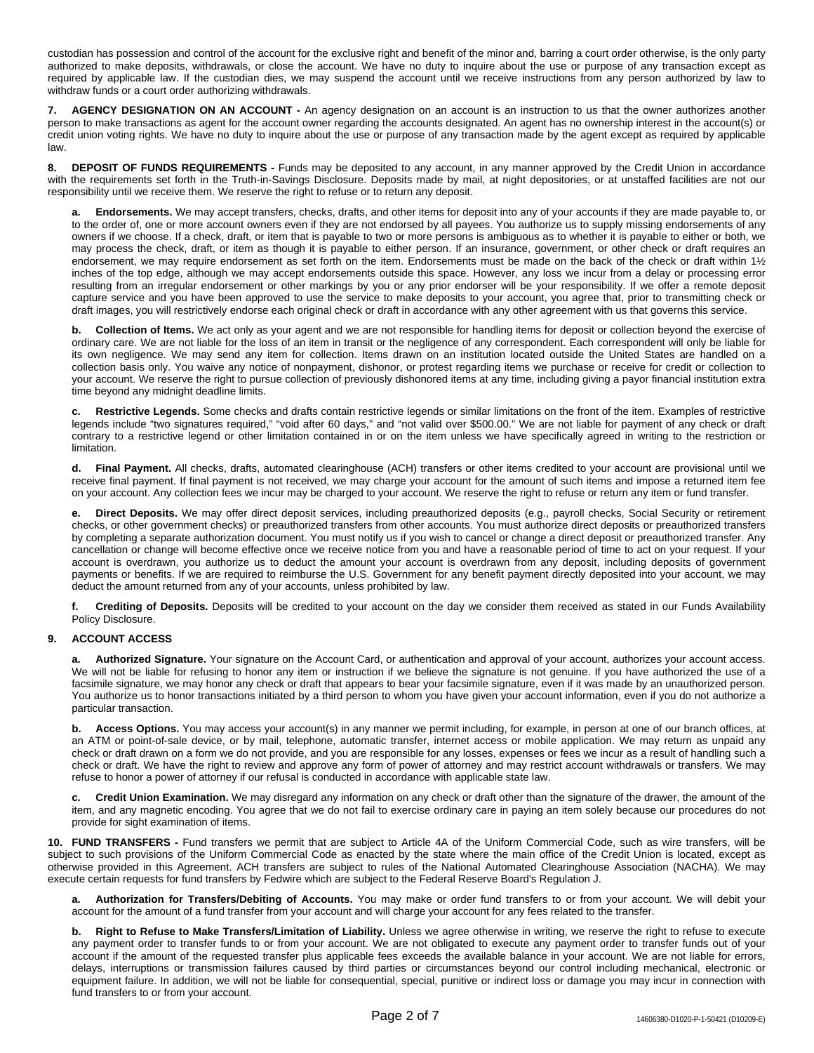custodian has possession and control of the account for the exclusive right and benefit of the minor and, barring a court order otherwise, is the only party authorized to make deposits, withdrawals, or close the account. We have no duty to inquire about the use or purpose of any transaction except as required by applicable law. If the custodian dies, we may suspend the account until we receive instructions from any person authorized by law to withdraw funds or a court order authorizing withdrawals.

**7. AGENCY DESIGNATION ON AN ACCOUNT -** An agency designation on an account is an instruction to us that the owner authorizes another person to make transactions as agent for the account owner regarding the accounts designated. An agent has no ownership interest in the account(s) or credit union voting rights. We have no duty to inquire about the use or purpose of any transaction made by the agent except as required by applicable law.

**8. DEPOSIT OF FUNDS REQUIREMENTS -** Funds may be deposited to any account, in any manner approved by the Credit Union in accordance with the requirements set forth in the Truth-in-Savings Disclosure. Deposits made by mail, at night depositories, or at unstaffed facilities are not our responsibility until we receive them. We reserve the right to refuse or to return any deposit.

**a. Endorsements.** We may accept transfers, checks, drafts, and other items for deposit into any of your accounts if they are made payable to, or to the order of, one or more account owners even if they are not endorsed by all payees. You authorize us to supply missing endorsements of any owners if we choose. If a check, draft, or item that is payable to two or more persons is ambiguous as to whether it is payable to either or both, we may process the check, draft, or item as though it is payable to either person. If an insurance, government, or other check or draft requires an endorsement, we may require endorsement as set forth on the item. Endorsements must be made on the back of the check or draft within 1½ inches of the top edge, although we may accept endorsements outside this space. However, any loss we incur from a delay or processing error resulting from an irregular endorsement or other markings by you or any prior endorser will be your responsibility. If we offer a remote deposit capture service and you have been approved to use the service to make deposits to your account, you agree that, prior to transmitting check or draft images, you will restrictively endorse each original check or draft in accordance with any other agreement with us that governs this service.

**b. Collection of Items.** We act only as your agent and we are not responsible for handling items for deposit or collection beyond the exercise of ordinary care. We are not liable for the loss of an item in transit or the negligence of any correspondent. Each correspondent will only be liable for its own negligence. We may send any item for collection. Items drawn on an institution located outside the United States are handled on a collection basis only. You waive any notice of nonpayment, dishonor, or protest regarding items we purchase or receive for credit or collection to your account. We reserve the right to pursue collection of previously dishonored items at any time, including giving a payor financial institution extra time beyond any midnight deadline limits.

**c. Restrictive Legends.** Some checks and drafts contain restrictive legends or similar limitations on the front of the item. Examples of restrictive legends include "two signatures required," "void after 60 days," and "not valid over $500.00." We are not liable for payment of any check or draft contrary to a restrictive legend or other limitation contained in or on the item unless we have specifically agreed in writing to the restriction or limitation.

**d. Final Payment.** All checks, drafts, automated clearinghouse (ACH) transfers or other items credited to your account are provisional until we receive final payment. If final payment is not received, we may charge your account for the amount of such items and impose a returned item fee on your account. Any collection fees we incur may be charged to your account. We reserve the right to refuse or return any item or fund transfer.

**e. Direct Deposits.** We may offer direct deposit services, including preauthorized deposits (e.g., payroll checks, Social Security or retirement checks, or other government checks) or preauthorized transfers from other accounts. You must authorize direct deposits or preauthorized transfers by completing a separate authorization document. You must notify us if you wish to cancel or change a direct deposit or preauthorized transfer. Any cancellation or change will become effective once we receive notice from you and have a reasonable period of time to act on your request. If your account is overdrawn, you authorize us to deduct the amount your account is overdrawn from any deposit, including deposits of government payments or benefits. If we are required to reimburse the U.S. Government for any benefit payment directly deposited into your account, we may deduct the amount returned from any of your accounts, unless prohibited by law.

**f. Crediting of Deposits.** Deposits will be credited to your account on the day we consider them received as stated in our Funds Availability Policy Disclosure.

**9. ACCOUNT ACCESS**

**a. Authorized Signature.** Your signature on the Account Card, or authentication and approval of your account, authorizes your account access. We will not be liable for refusing to honor any item or instruction if we believe the signature is not genuine. If you have authorized the use of a facsimile signature, we may honor any check or draft that appears to bear your facsimile signature, even if it was made by an unauthorized person. You authorize us to honor transactions initiated by a third person to whom you have given your account information, even if you do not authorize a particular transaction.

**b. Access Options.** You may access your account(s) in any manner we permit including, for example, in person at one of our branch offices, at an ATM or point-of-sale device, or by mail, telephone, automatic transfer, internet access or mobile application. We may return as unpaid any check or draft drawn on a form we do not provide, and you are responsible for any losses, expenses or fees we incur as a result of handling such a check or draft. We have the right to review and approve any form of power of attorney and may restrict account withdrawals or transfers. We may refuse to honor a power of attorney if our refusal is conducted in accordance with applicable state law.

**c. Credit Union Examination.** We may disregard any information on any check or draft other than the signature of the drawer, the amount of the item, and any magnetic encoding. You agree that we do not fail to exercise ordinary care in paying an item solely because our procedures do not provide for sight examination of items.

**10. FUND TRANSFERS -** Fund transfers we permit that are subject to Article 4A of the Uniform Commercial Code, such as wire transfers, will be subject to such provisions of the Uniform Commercial Code as enacted by the state where the main office of the Credit Union is located, except as otherwise provided in this Agreement. ACH transfers are subject to rules of the National Automated Clearinghouse Association (NACHA). We may execute certain requests for fund transfers by Fedwire which are subject to the Federal Reserve Board's Regulation J.

**a. Authorization for Transfers/Debiting of Accounts.** You may make or order fund transfers to or from your account. We will debit your account for the amount of a fund transfer from your account and will charge your account for any fees related to the transfer.

**b. Right to Refuse to Make Transfers/Limitation of Liability.** Unless we agree otherwise in writing, we reserve the right to refuse to execute any payment order to transfer funds to or from your account. We are not obligated to execute any payment order to transfer funds out of your account if the amount of the requested transfer plus applicable fees exceeds the available balance in your account. We are not liable for errors, delays, interruptions or transmission failures caused by third parties or circumstances beyond our control including mechanical, electronic or equipment failure. In addition, we will not be liable for consequential, special, punitive or indirect loss or damage you may incur in connection with fund transfers to or from your account.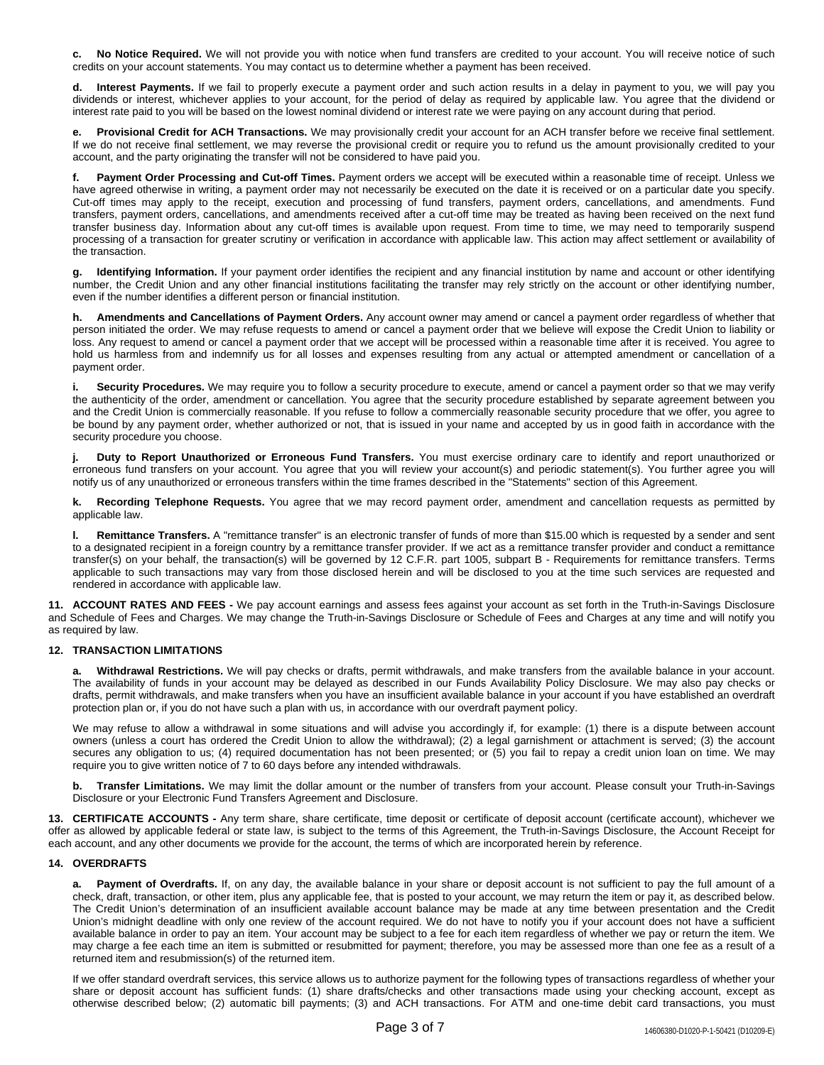**c. No Notice Required.** We will not provide you with notice when fund transfers are credited to your account. You will receive notice of such credits on your account statements. You may contact us to determine whether a payment has been received.

**d. Interest Payments.** If we fail to properly execute a payment order and such action results in a delay in payment to you, we will pay you dividends or interest, whichever applies to your account, for the period of delay as required by applicable law. You agree that the dividend or interest rate paid to you will be based on the lowest nominal dividend or interest rate we were paying on any account during that period.

**e. Provisional Credit for ACH Transactions.** We may provisionally credit your account for an ACH transfer before we receive final settlement. If we do not receive final settlement, we may reverse the provisional credit or require you to refund us the amount provisionally credited to your account, and the party originating the transfer will not be considered to have paid you.

**f. Payment Order Processing and Cut-off Times.** Payment orders we accept will be executed within a reasonable time of receipt. Unless we have agreed otherwise in writing, a payment order may not necessarily be executed on the date it is received or on a particular date you specify. Cut-off times may apply to the receipt, execution and processing of fund transfers, payment orders, cancellations, and amendments. Fund transfers, payment orders, cancellations, and amendments received after a cut-off time may be treated as having been received on the next fund transfer business day. Information about any cut-off times is available upon request. From time to time, we may need to temporarily suspend processing of a transaction for greater scrutiny or verification in accordance with applicable law. This action may affect settlement or availability of the transaction.

**g. Identifying Information.** If your payment order identifies the recipient and any financial institution by name and account or other identifying number, the Credit Union and any other financial institutions facilitating the transfer may rely strictly on the account or other identifying number, even if the number identifies a different person or financial institution.

**h. Amendments and Cancellations of Payment Orders.** Any account owner may amend or cancel a payment order regardless of whether that person initiated the order. We may refuse requests to amend or cancel a payment order that we believe will expose the Credit Union to liability or loss. Any request to amend or cancel a payment order that we accept will be processed within a reasonable time after it is received. You agree to hold us harmless from and indemnify us for all losses and expenses resulting from any actual or attempted amendment or cancellation of a payment order.

**i. Security Procedures.** We may require you to follow a security procedure to execute, amend or cancel a payment order so that we may verify the authenticity of the order, amendment or cancellation. You agree that the security procedure established by separate agreement between you and the Credit Union is commercially reasonable. If you refuse to follow a commercially reasonable security procedure that we offer, you agree to be bound by any payment order, whether authorized or not, that is issued in your name and accepted by us in good faith in accordance with the security procedure you choose.

**j. Duty to Report Unauthorized or Erroneous Fund Transfers.** You must exercise ordinary care to identify and report unauthorized or erroneous fund transfers on your account. You agree that you will review your account(s) and periodic statement(s). You further agree you will notify us of any unauthorized or erroneous transfers within the time frames described in the "Statements" section of this Agreement.

**k. Recording Telephone Requests.** You agree that we may record payment order, amendment and cancellation requests as permitted by applicable law.

**l. Remittance Transfers.** A "remittance transfer" is an electronic transfer of funds of more than $15.00 which is requested by a sender and sent to a designated recipient in a foreign country by a remittance transfer provider. If we act as a remittance transfer provider and conduct a remittance transfer(s) on your behalf, the transaction(s) will be governed by 12 C.F.R. part 1005, subpart B - Requirements for remittance transfers. Terms applicable to such transactions may vary from those disclosed herein and will be disclosed to you at the time such services are requested and rendered in accordance with applicable law.

**11. ACCOUNT RATES AND FEES -** We pay account earnings and assess fees against your account as set forth in the Truth-in-Savings Disclosure and Schedule of Fees and Charges. We may change the Truth-in-Savings Disclosure or Schedule of Fees and Charges at any time and will notify you as required by law.

**12. TRANSACTION LIMITATIONS**

**a. Withdrawal Restrictions.** We will pay checks or drafts, permit withdrawals, and make transfers from the available balance in your account. The availability of funds in your account may be delayed as described in our Funds Availability Policy Disclosure. We may also pay checks or drafts, permit withdrawals, and make transfers when you have an insufficient available balance in your account if you have established an overdraft protection plan or, if you do not have such a plan with us, in accordance with our overdraft payment policy.

We may refuse to allow a withdrawal in some situations and will advise you accordingly if, for example: (1) there is a dispute between account owners (unless a court has ordered the Credit Union to allow the withdrawal); (2) a legal garnishment or attachment is served; (3) the account secures any obligation to us; (4) required documentation has not been presented; or (5) you fail to repay a credit union loan on time. We may require you to give written notice of 7 to 60 days before any intended withdrawals.

**b. Transfer Limitations.** We may limit the dollar amount or the number of transfers from your account. Please consult your Truth-in-Savings Disclosure or your Electronic Fund Transfers Agreement and Disclosure.

**13. CERTIFICATE ACCOUNTS -** Any term share, share certificate, time deposit or certificate of deposit account (certificate account), whichever we offer as allowed by applicable federal or state law, is subject to the terms of this Agreement, the Truth-in-Savings Disclosure, the Account Receipt for each account, and any other documents we provide for the account, the terms of which are incorporated herein by reference.

**14. OVERDRAFTS**

**a. Payment of Overdrafts.** If, on any day, the available balance in your share or deposit account is not sufficient to pay the full amount of a check, draft, transaction, or other item, plus any applicable fee, that is posted to your account, we may return the item or pay it, as described below. The Credit Union's determination of an insufficient available account balance may be made at any time between presentation and the Credit Union's midnight deadline with only one review of the account required. We do not have to notify you if your account does not have a sufficient available balance in order to pay an item. Your account may be subject to a fee for each item regardless of whether we pay or return the item. We may charge a fee each time an item is submitted or resubmitted for payment; therefore, you may be assessed more than one fee as a result of a returned item and resubmission(s) of the returned item.

If we offer standard overdraft services, this service allows us to authorize payment for the following types of transactions regardless of whether your share or deposit account has sufficient funds: (1) share drafts/checks and other transactions made using your checking account, except as otherwise described below; (2) automatic bill payments; (3) and ACH transactions. For ATM and one-time debit card transactions, you must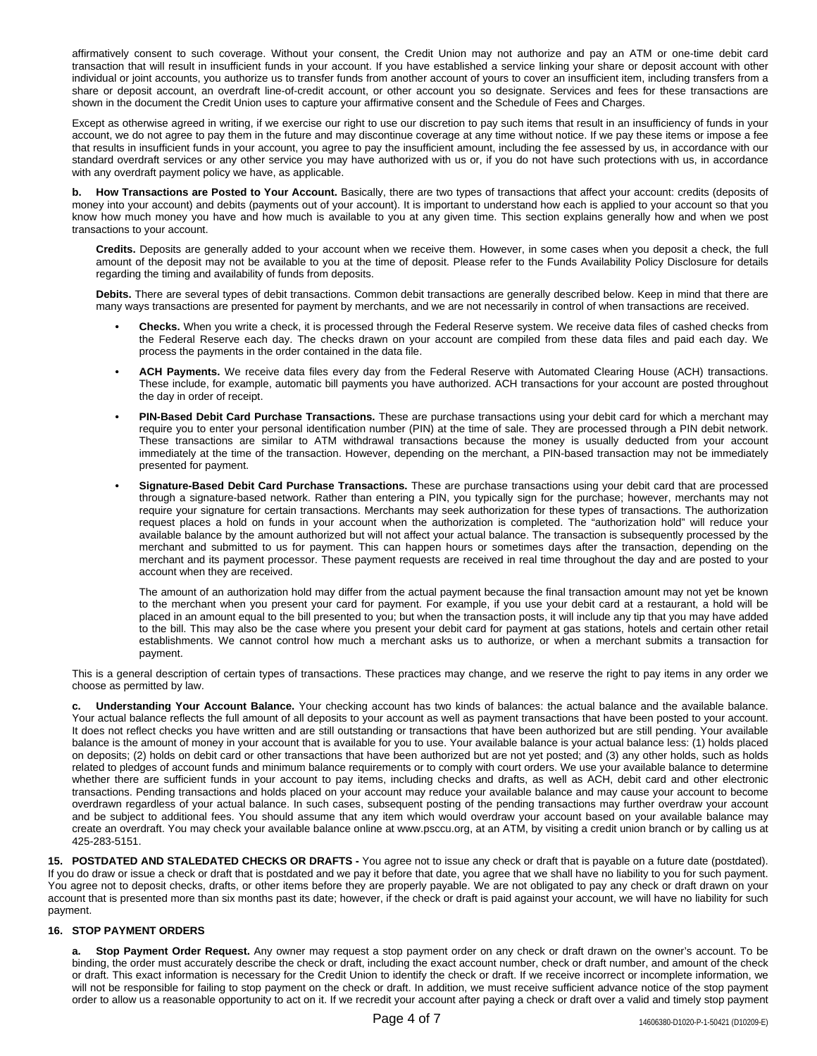affirmatively consent to such coverage. Without your consent, the Credit Union may not authorize and pay an ATM or one-time debit card transaction that will result in insufficient funds in your account. If you have established a service linking your share or deposit account with other individual or joint accounts, you authorize us to transfer funds from another account of yours to cover an insufficient item, including transfers from a share or deposit account, an overdraft line-of-credit account, or other account you so designate. Services and fees for these transactions are shown in the document the Credit Union uses to capture your affirmative consent and the Schedule of Fees and Charges.

Except as otherwise agreed in writing, if we exercise our right to use our discretion to pay such items that result in an insufficiency of funds in your account, we do not agree to pay them in the future and may discontinue coverage at any time without notice. If we pay these items or impose a fee that results in insufficient funds in your account, you agree to pay the insufficient amount, including the fee assessed by us, in accordance with our standard overdraft services or any other service you may have authorized with us or, if you do not have such protections with us, in accordance with any overdraft payment policy we have, as applicable.

**b. How Transactions are Posted to Your Account.** Basically, there are two types of transactions that affect your account: credits (deposits of money into your account) and debits (payments out of your account). It is important to understand how each is applied to your account so that you know how much money you have and how much is available to you at any given time. This section explains generally how and when we post transactions to your account.

**Credits.** Deposits are generally added to your account when we receive them. However, in some cases when you deposit a check, the full amount of the deposit may not be available to you at the time of deposit. Please refer to the Funds Availability Policy Disclosure for details regarding the timing and availability of funds from deposits.

**Debits.** There are several types of debit transactions. Common debit transactions are generally described below. Keep in mind that there are many ways transactions are presented for payment by merchants, and we are not necessarily in control of when transactions are received.

- **Checks.** When you write a check, it is processed through the Federal Reserve system. We receive data files of cashed checks from the Federal Reserve each day. The checks drawn on your account are compiled from these data files and paid each day. We process the payments in the order contained in the data file.
- **ACH Payments.** We receive data files every day from the Federal Reserve with Automated Clearing House (ACH) transactions. These include, for example, automatic bill payments you have authorized. ACH transactions for your account are posted throughout the day in order of receipt.
- **PIN-Based Debit Card Purchase Transactions.** These are purchase transactions using your debit card for which a merchant may require you to enter your personal identification number (PIN) at the time of sale. They are processed through a PIN debit network. These transactions are similar to ATM withdrawal transactions because the money is usually deducted from your account immediately at the time of the transaction. However, depending on the merchant, a PIN-based transaction may not be immediately presented for payment.
- **Signature-Based Debit Card Purchase Transactions.** These are purchase transactions using your debit card that are processed through a signature-based network. Rather than entering a PIN, you typically sign for the purchase; however, merchants may not require your signature for certain transactions. Merchants may seek authorization for these types of transactions. The authorization request places a hold on funds in your account when the authorization is completed. The "authorization hold" will reduce your available balance by the amount authorized but will not affect your actual balance. The transaction is subsequently processed by the merchant and submitted to us for payment. This can happen hours or sometimes days after the transaction, depending on the merchant and its payment processor. These payment requests are received in real time throughout the day and are posted to your account when they are received.

  The amount of an authorization hold may differ from the actual payment because the final transaction amount may not yet be known to the merchant when you present your card for payment. For example, if you use your debit card at a restaurant, a hold will be placed in an amount equal to the bill presented to you; but when the transaction posts, it will include any tip that you may have added to the bill. This may also be the case where you present your debit card for payment at gas stations, hotels and certain other retail establishments. We cannot control how much a merchant asks us to authorize, or when a merchant submits a transaction for payment.

This is a general description of certain types of transactions. These practices may change, and we reserve the right to pay items in any order we choose as permitted by law.

**c. Understanding Your Account Balance.** Your checking account has two kinds of balances: the actual balance and the available balance. Your actual balance reflects the full amount of all deposits to your account as well as payment transactions that have been posted to your account. It does not reflect checks you have written and are still outstanding or transactions that have been authorized but are still pending. Your available balance is the amount of money in your account that is available for you to use. Your available balance is your actual balance less: (1) holds placed on deposits; (2) holds on debit card or other transactions that have been authorized but are not yet posted; and (3) any other holds, such as holds related to pledges of account funds and minimum balance requirements or to comply with court orders. We use your available balance to determine whether there are sufficient funds in your account to pay items, including checks and drafts, as well as ACH, debit card and other electronic transactions. Pending transactions and holds placed on your account may reduce your available balance and may cause your account to become overdrawn regardless of your actual balance. In such cases, subsequent posting of the pending transactions may further overdraw your account and be subject to additional fees. You should assume that any item which would overdraw your account based on your available balance may create an overdraft. You may check your available balance online at www.psccu.org, at an ATM, by visiting a credit union branch or by calling us at 425-283-5151.

**15. POSTDATED AND STALEDATED CHECKS OR DRAFTS -** You agree not to issue any check or draft that is payable on a future date (postdated). If you do draw or issue a check or draft that is postdated and we pay it before that date, you agree that we shall have no liability to you for such payment. You agree not to deposit checks, drafts, or other items before they are properly payable. We are not obligated to pay any check or draft drawn on your account that is presented more than six months past its date; however, if the check or draft is paid against your account, we will have no liability for such payment.

**16. STOP PAYMENT ORDERS**

**a. Stop Payment Order Request.** Any owner may request a stop payment order on any check or draft drawn on the owner's account. To be binding, the order must accurately describe the check or draft, including the exact account number, check or draft number, and amount of the check or draft. This exact information is necessary for the Credit Union to identify the check or draft. If we receive incorrect or incomplete information, we will not be responsible for failing to stop payment on the check or draft. In addition, we must receive sufficient advance notice of the stop payment order to allow us a reasonable opportunity to act on it. If we recredit your account after paying a check or draft over a valid and timely stop payment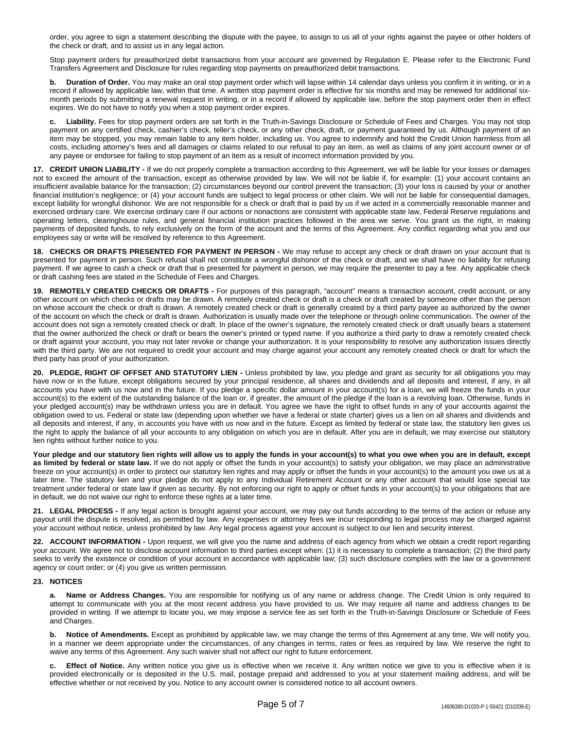order, you agree to sign a statement describing the dispute with the payee, to assign to us all of your rights against the payee or other holders of the check or draft, and to assist us in any legal action.

Stop payment orders for preauthorized debit transactions from your account are governed by Regulation E. Please refer to the Electronic Fund Transfers Agreement and Disclosure for rules regarding stop payments on preauthorized debit transactions.

**b. Duration of Order.** You may make an oral stop payment order which will lapse within 14 calendar days unless you confirm it in writing, or in a record if allowed by applicable law, within that time. A written stop payment order is effective for six months and may be renewed for additional six-month periods by submitting a renewal request in writing, or in a record if allowed by applicable law, before the stop payment order then in effect expires. We do not have to notify you when a stop payment order expires.

**c. Liability.** Fees for stop payment orders are set forth in the Truth-in-Savings Disclosure or Schedule of Fees and Charges. You may not stop payment on any certified check, cashier's check, teller's check, or any other check, draft, or payment guaranteed by us. Although payment of an item may be stopped, you may remain liable to any item holder, including us. You agree to indemnify and hold the Credit Union harmless from all costs, including attorney's fees and all damages or claims related to our refusal to pay an item, as well as claims of any joint account owner or of any payee or endorsee for failing to stop payment of an item as a result of incorrect information provided by you.

**17. CREDIT UNION LIABILITY -** If we do not properly complete a transaction according to this Agreement, we will be liable for your losses or damages not to exceed the amount of the transaction, except as otherwise provided by law. We will not be liable if, for example: (1) your account contains an insufficient available balance for the transaction; (2) circumstances beyond our control prevent the transaction; (3) your loss is caused by your or another financial institution's negligence; or (4) your account funds are subject to legal process or other claim. We will not be liable for consequential damages, except liability for wrongful dishonor. We are not responsible for a check or draft that is paid by us if we acted in a commercially reasonable manner and exercised ordinary care. We exercise ordinary care if our actions or nonactions are consistent with applicable state law, Federal Reserve regulations and operating letters, clearinghouse rules, and general financial institution practices followed in the area we serve. You grant us the right, in making payments of deposited funds, to rely exclusively on the form of the account and the terms of this Agreement. Any conflict regarding what you and our employees say or write will be resolved by reference to this Agreement.

**18. CHECKS OR DRAFTS PRESENTED FOR PAYMENT IN PERSON -** We may refuse to accept any check or draft drawn on your account that is presented for payment in person. Such refusal shall not constitute a wrongful dishonor of the check or draft, and we shall have no liability for refusing payment. If we agree to cash a check or draft that is presented for payment in person, we may require the presenter to pay a fee. Any applicable check or draft cashing fees are stated in the Schedule of Fees and Charges.

**19. REMOTELY CREATED CHECKS OR DRAFTS -** For purposes of this paragraph, "account" means a transaction account, credit account, or any other account on which checks or drafts may be drawn. A remotely created check or draft is a check or draft created by someone other than the person on whose account the check or draft is drawn. A remotely created check or draft is generally created by a third party payee as authorized by the owner of the account on which the check or draft is drawn. Authorization is usually made over the telephone or through online communication. The owner of the account does not sign a remotely created check or draft. In place of the owner's signature, the remotely created check or draft usually bears a statement that the owner authorized the check or draft or bears the owner's printed or typed name. If you authorize a third party to draw a remotely created check or draft against your account, you may not later revoke or change your authorization. It is your responsibility to resolve any authorization issues directly with the third party. We are not required to credit your account and may charge against your account any remotely created check or draft for which the third party has proof of your authorization.

**20. PLEDGE, RIGHT OF OFFSET AND STATUTORY LIEN -** Unless prohibited by law, you pledge and grant as security for all obligations you may have now or in the future, except obligations secured by your principal residence, all shares and dividends and all deposits and interest, if any, in all accounts you have with us now and in the future. If you pledge a specific dollar amount in your account(s) for a loan, we will freeze the funds in your account(s) to the extent of the outstanding balance of the loan or, if greater, the amount of the pledge if the loan is a revolving loan. Otherwise, funds in your pledged account(s) may be withdrawn unless you are in default. You agree we have the right to offset funds in any of your accounts against the obligation owed to us. Federal or state law (depending upon whether we have a federal or state charter) gives us a lien on all shares and dividends and all deposits and interest, if any, in accounts you have with us now and in the future. Except as limited by federal or state law, the statutory lien gives us the right to apply the balance of all your accounts to any obligation on which you are in default. After you are in default, we may exercise our statutory lien rights without further notice to you.

**Your pledge and our statutory lien rights will allow us to apply the funds in your account(s) to what you owe when you are in default, except as limited by federal or state law.** If we do not apply or offset the funds in your account(s) to satisfy your obligation, we may place an administrative freeze on your account(s) in order to protect our statutory lien rights and may apply or offset the funds in your account(s) to the amount you owe us at a later time. The statutory lien and your pledge do not apply to any Individual Retirement Account or any other account that would lose special tax treatment under federal or state law if given as security. By not enforcing our right to apply or offset funds in your account(s) to your obligations that are in default, we do not waive our right to enforce these rights at a later time.

**21. LEGAL PROCESS -** If any legal action is brought against your account, we may pay out funds according to the terms of the action or refuse any payout until the dispute is resolved, as permitted by law. Any expenses or attorney fees we incur responding to legal process may be charged against your account without notice, unless prohibited by law. Any legal process against your account is subject to our lien and security interest.

**22. ACCOUNT INFORMATION -** Upon request, we will give you the name and address of each agency from which we obtain a credit report regarding your account. We agree not to disclose account information to third parties except when: (1) it is necessary to complete a transaction; (2) the third party seeks to verify the existence or condition of your account in accordance with applicable law; (3) such disclosure complies with the law or a government agency or court order; or (4) you give us written permission.

**23. NOTICES**

**a. Name or Address Changes.** You are responsible for notifying us of any name or address change. The Credit Union is only required to attempt to communicate with you at the most recent address you have provided to us. We may require all name and address changes to be provided in writing. If we attempt to locate you, we may impose a service fee as set forth in the Truth-in-Savings Disclosure or Schedule of Fees and Charges.

**b. Notice of Amendments.** Except as prohibited by applicable law, we may change the terms of this Agreement at any time. We will notify you, in a manner we deem appropriate under the circumstances, of any changes in terms, rates or fees as required by law. We reserve the right to waive any terms of this Agreement. Any such waiver shall not affect our right to future enforcement.

**c. Effect of Notice.** Any written notice you give us is effective when we receive it. Any written notice we give to you is effective when it is provided electronically or is deposited in the U.S. mail, postage prepaid and addressed to you at your statement mailing address, and will be effective whether or not received by you. Notice to any account owner is considered notice to all account owners.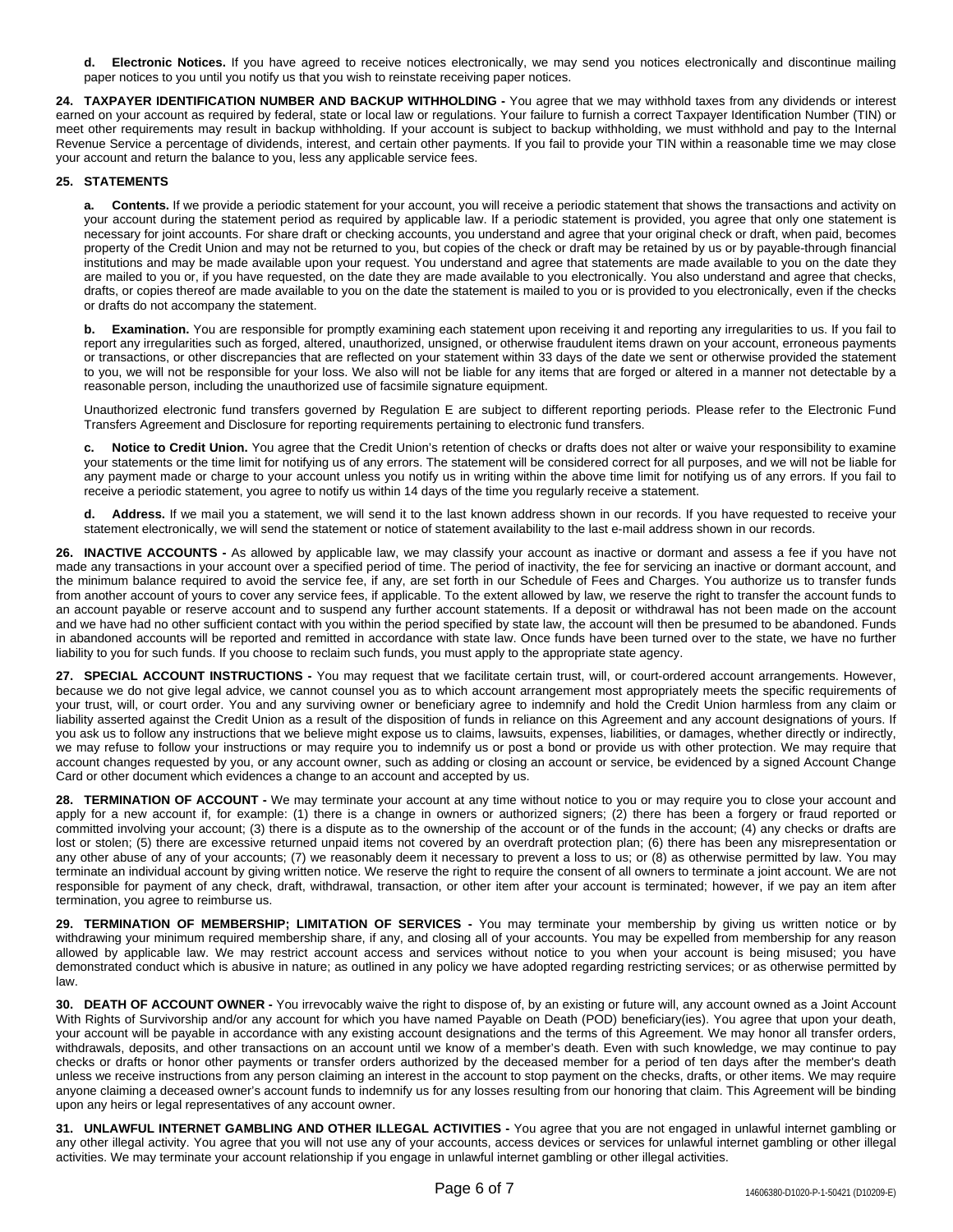**d. Electronic Notices.** If you have agreed to receive notices electronically, we may send you notices electronically and discontinue mailing paper notices to you until you notify us that you wish to reinstate receiving paper notices.

**24. TAXPAYER IDENTIFICATION NUMBER AND BACKUP WITHHOLDING -** You agree that we may withhold taxes from any dividends or interest earned on your account as required by federal, state or local law or regulations. Your failure to furnish a correct Taxpayer Identification Number (TIN) or meet other requirements may result in backup withholding. If your account is subject to backup withholding, we must withhold and pay to the Internal Revenue Service a percentage of dividends, interest, and certain other payments. If you fail to provide your TIN within a reasonable time we may close your account and return the balance to you, less any applicable service fees.

**25. STATEMENTS**

**a. Contents.** If we provide a periodic statement for your account, you will receive a periodic statement that shows the transactions and activity on your account during the statement period as required by applicable law. If a periodic statement is provided, you agree that only one statement is necessary for joint accounts. For share draft or checking accounts, you understand and agree that your original check or draft, when paid, becomes property of the Credit Union and may not be returned to you, but copies of the check or draft may be retained by us or by payable-through financial institutions and may be made available upon your request. You understand and agree that statements are made available to you on the date they are mailed to you or, if you have requested, on the date they are made available to you electronically. You also understand and agree that checks, drafts, or copies thereof are made available to you on the date the statement is mailed to you or is provided to you electronically, even if the checks or drafts do not accompany the statement.

**b. Examination.** You are responsible for promptly examining each statement upon receiving it and reporting any irregularities to us. If you fail to report any irregularities such as forged, altered, unauthorized, unsigned, or otherwise fraudulent items drawn on your account, erroneous payments or transactions, or other discrepancies that are reflected on your statement within 33 days of the date we sent or otherwise provided the statement to you, we will not be responsible for your loss. We also will not be liable for any items that are forged or altered in a manner not detectable by a reasonable person, including the unauthorized use of facsimile signature equipment.

Unauthorized electronic fund transfers governed by Regulation E are subject to different reporting periods. Please refer to the Electronic Fund Transfers Agreement and Disclosure for reporting requirements pertaining to electronic fund transfers.

**c. Notice to Credit Union.** You agree that the Credit Union's retention of checks or drafts does not alter or waive your responsibility to examine your statements or the time limit for notifying us of any errors. The statement will be considered correct for all purposes, and we will not be liable for any payment made or charge to your account unless you notify us in writing within the above time limit for notifying us of any errors. If you fail to receive a periodic statement, you agree to notify us within 14 days of the time you regularly receive a statement.

**d. Address.** If we mail you a statement, we will send it to the last known address shown in our records. If you have requested to receive your statement electronically, we will send the statement or notice of statement availability to the last e-mail address shown in our records.

**26. INACTIVE ACCOUNTS -** As allowed by applicable law, we may classify your account as inactive or dormant and assess a fee if you have not made any transactions in your account over a specified period of time. The period of inactivity, the fee for servicing an inactive or dormant account, and the minimum balance required to avoid the service fee, if any, are set forth in our Schedule of Fees and Charges. You authorize us to transfer funds from another account of yours to cover any service fees, if applicable. To the extent allowed by law, we reserve the right to transfer the account funds to an account payable or reserve account and to suspend any further account statements. If a deposit or withdrawal has not been made on the account and we have had no other sufficient contact with you within the period specified by state law, the account will then be presumed to be abandoned. Funds in abandoned accounts will be reported and remitted in accordance with state law. Once funds have been turned over to the state, we have no further liability to you for such funds. If you choose to reclaim such funds, you must apply to the appropriate state agency.

**27. SPECIAL ACCOUNT INSTRUCTIONS -** You may request that we facilitate certain trust, will, or court-ordered account arrangements. However, because we do not give legal advice, we cannot counsel you as to which account arrangement most appropriately meets the specific requirements of your trust, will, or court order. You and any surviving owner or beneficiary agree to indemnify and hold the Credit Union harmless from any claim or liability asserted against the Credit Union as a result of the disposition of funds in reliance on this Agreement and any account designations of yours. If you ask us to follow any instructions that we believe might expose us to claims, lawsuits, expenses, liabilities, or damages, whether directly or indirectly, we may refuse to follow your instructions or may require you to indemnify us or post a bond or provide us with other protection. We may require that account changes requested by you, or any account owner, such as adding or closing an account or service, be evidenced by a signed Account Change Card or other document which evidences a change to an account and accepted by us.

**28. TERMINATION OF ACCOUNT -** We may terminate your account at any time without notice to you or may require you to close your account and apply for a new account if, for example: (1) there is a change in owners or authorized signers; (2) there has been a forgery or fraud reported or committed involving your account; (3) there is a dispute as to the ownership of the account or of the funds in the account; (4) any checks or drafts are lost or stolen; (5) there are excessive returned unpaid items not covered by an overdraft protection plan; (6) there has been any misrepresentation or any other abuse of any of your accounts; (7) we reasonably deem it necessary to prevent a loss to us; or (8) as otherwise permitted by law. You may terminate an individual account by giving written notice. We reserve the right to require the consent of all owners to terminate a joint account. We are not responsible for payment of any check, draft, withdrawal, transaction, or other item after your account is terminated; however, if we pay an item after termination, you agree to reimburse us.

**29. TERMINATION OF MEMBERSHIP; LIMITATION OF SERVICES -** You may terminate your membership by giving us written notice or by withdrawing your minimum required membership share, if any, and closing all of your accounts. You may be expelled from membership for any reason allowed by applicable law. We may restrict account access and services without notice to you when your account is being misused; you have demonstrated conduct which is abusive in nature; as outlined in any policy we have adopted regarding restricting services; or as otherwise permitted by law.

**30. DEATH OF ACCOUNT OWNER -** You irrevocably waive the right to dispose of, by an existing or future will, any account owned as a Joint Account With Rights of Survivorship and/or any account for which you have named Payable on Death (POD) beneficiary(ies). You agree that upon your death, your account will be payable in accordance with any existing account designations and the terms of this Agreement. We may honor all transfer orders, withdrawals, deposits, and other transactions on an account until we know of a member's death. Even with such knowledge, we may continue to pay checks or drafts or honor other payments or transfer orders authorized by the deceased member for a period of ten days after the member's death unless we receive instructions from any person claiming an interest in the account to stop payment on the checks, drafts, or other items. We may require anyone claiming a deceased owner's account funds to indemnify us for any losses resulting from our honoring that claim. This Agreement will be binding upon any heirs or legal representatives of any account owner.

**31. UNLAWFUL INTERNET GAMBLING AND OTHER ILLEGAL ACTIVITIES -** You agree that you are not engaged in unlawful internet gambling or any other illegal activity. You agree that you will not use any of your accounts, access devices or services for unlawful internet gambling or other illegal activities. We may terminate your account relationship if you engage in unlawful internet gambling or other illegal activities.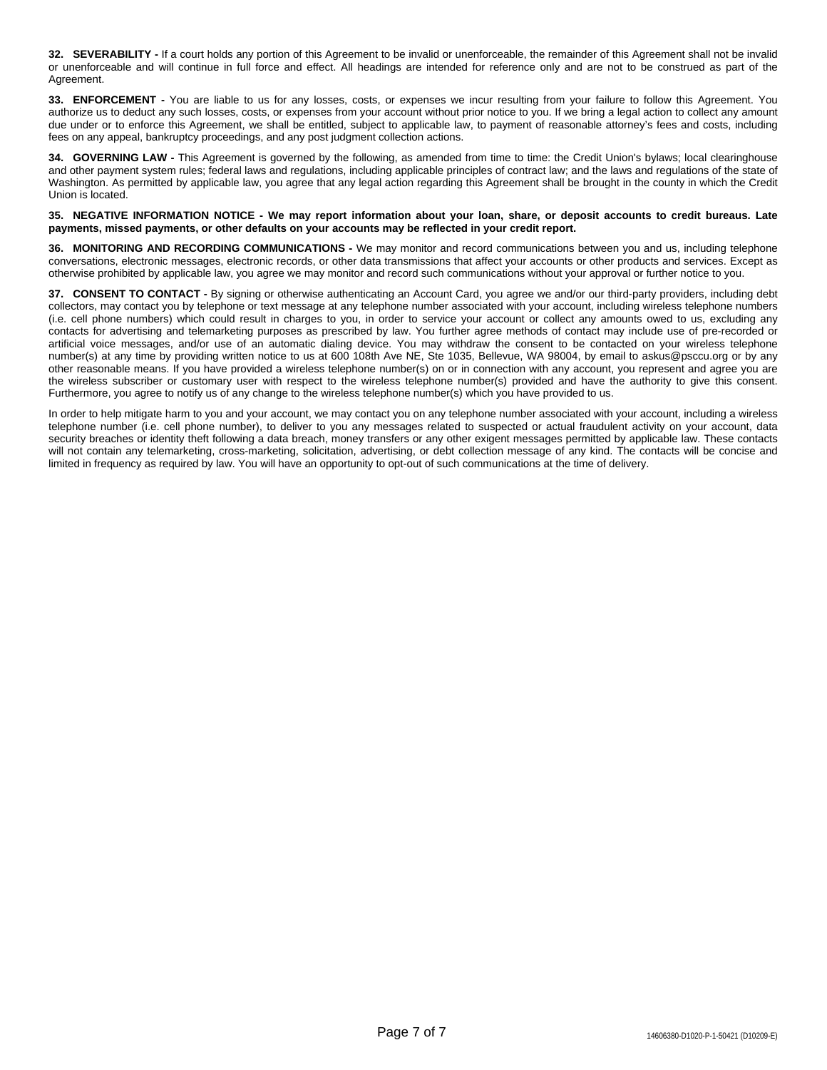**32. SEVERABILITY -** If a court holds any portion of this Agreement to be invalid or unenforceable, the remainder of this Agreement shall not be invalid or unenforceable and will continue in full force and effect. All headings are intended for reference only and are not to be construed as part of the Agreement.

**33. ENFORCEMENT -** You are liable to us for any losses, costs, or expenses we incur resulting from your failure to follow this Agreement. You authorize us to deduct any such losses, costs, or expenses from your account without prior notice to you. If we bring a legal action to collect any amount due under or to enforce this Agreement, we shall be entitled, subject to applicable law, to payment of reasonable attorney's fees and costs, including fees on any appeal, bankruptcy proceedings, and any post judgment collection actions.

**34. GOVERNING LAW -** This Agreement is governed by the following, as amended from time to time: the Credit Union's bylaws; local clearinghouse and other payment system rules; federal laws and regulations, including applicable principles of contract law; and the laws and regulations of the state of Washington. As permitted by applicable law, you agree that any legal action regarding this Agreement shall be brought in the county in which the Credit Union is located.

**35. NEGATIVE INFORMATION NOTICE - We may report information about your loan, share, or deposit accounts to credit bureaus. Late payments, missed payments, or other defaults on your accounts may be reflected in your credit report.**

**36. MONITORING AND RECORDING COMMUNICATIONS -** We may monitor and record communications between you and us, including telephone conversations, electronic messages, electronic records, or other data transmissions that affect your accounts or other products and services. Except as otherwise prohibited by applicable law, you agree we may monitor and record such communications without your approval or further notice to you.

**37. CONSENT TO CONTACT -** By signing or otherwise authenticating an Account Card, you agree we and/or our third-party providers, including debt collectors, may contact you by telephone or text message at any telephone number associated with your account, including wireless telephone numbers (i.e. cell phone numbers) which could result in charges to you, in order to service your account or collect any amounts owed to us, excluding any contacts for advertising and telemarketing purposes as prescribed by law. You further agree methods of contact may include use of pre-recorded or artificial voice messages, and/or use of an automatic dialing device. You may withdraw the consent to be contacted on your wireless telephone number(s) at any time by providing written notice to us at 600 108th Ave NE, Ste 1035, Bellevue, WA 98004, by email to askus@psccu.org or by any other reasonable means. If you have provided a wireless telephone number(s) on or in connection with any account, you represent and agree you are the wireless subscriber or customary user with respect to the wireless telephone number(s) provided and have the authority to give this consent. Furthermore, you agree to notify us of any change to the wireless telephone number(s) which you have provided to us.

In order to help mitigate harm to you and your account, we may contact you on any telephone number associated with your account, including a wireless telephone number (i.e. cell phone number), to deliver to you any messages related to suspected or actual fraudulent activity on your account, data security breaches or identity theft following a data breach, money transfers or any other exigent messages permitted by applicable law. These contacts will not contain any telemarketing, cross-marketing, solicitation, advertising, or debt collection message of any kind. The contacts will be concise and limited in frequency as required by law. You will have an opportunity to opt-out of such communications at the time of delivery.

14606380-D1020-P-1-50421 (D10209-E)